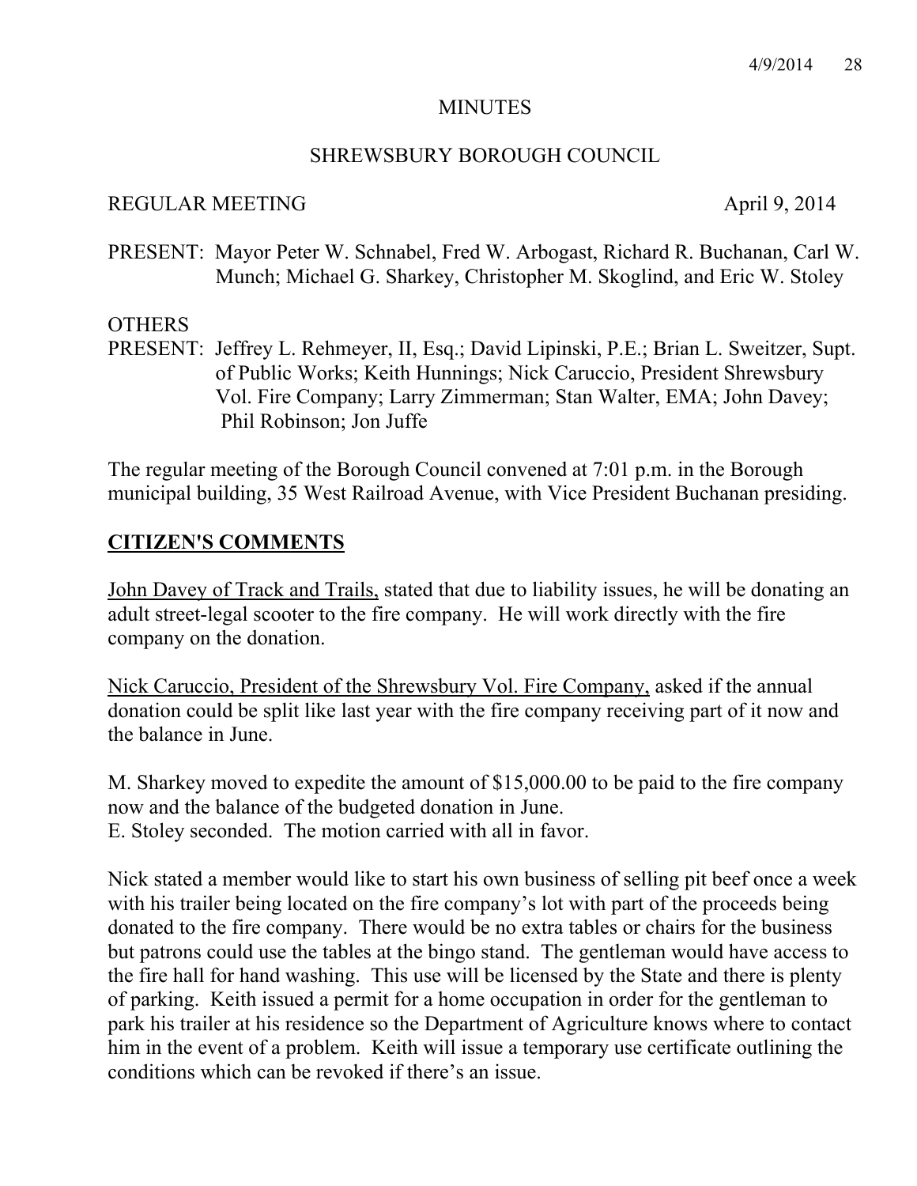MINUTES

SHREWSBURY BOROUGH COUNCIL

REGULAR MEETING April 9, 2014

PRESENT: Mayor Peter W. Schnabel, Fred W. Arbogast, Richard R. Buchanan, Carl W. Munch; Michael G. Sharkey, Christopher M. Skoglind, and Eric W. Stoley

OTHERS PRESENT: Jeffrey L. Rehmeyer, II, Esq.; David Lipinski, P.E.; Brian L. Sweitzer, Supt. of Public Works; Keith Hunnings; Nick Caruccio, President Shrewsbury Vol. Fire Company; Larry Zimmerman; Stan Walter, EMA; John Davey; Phil Robinson; Jon Juffe

The regular meeting of the Borough Council convened at 7:01 p.m. in the Borough municipal building, 35 West Railroad Avenue, with Vice President Buchanan presiding.

## CITIZEN'S COMMENTS

John Davey of Track and Trails, stated that due to liability issues, he will be donating an adult street-legal scooter to the fire company. He will work directly with the fire company on the donation.

Nick Caruccio, President of the Shrewsbury Vol. Fire Company, asked if the annual donation could be split like last year with the fire company receiving part of it now and the balance in June.

M. Sharkey moved to expedite the amount of $15,000.00 to be paid to the fire company now and the balance of the budgeted donation in June.
E. Stoley seconded. The motion carried with all in favor.

Nick stated a member would like to start his own business of selling pit beef once a week with his trailer being located on the fire company's lot with part of the proceeds being donated to the fire company. There would be no extra tables or chairs for the business but patrons could use the tables at the bingo stand. The gentleman would have access to the fire hall for hand washing. This use will be licensed by the State and there is plenty of parking. Keith issued a permit for a home occupation in order for the gentleman to park his trailer at his residence so the Department of Agriculture knows where to contact him in the event of a problem. Keith will issue a temporary use certificate outlining the conditions which can be revoked if there's an issue.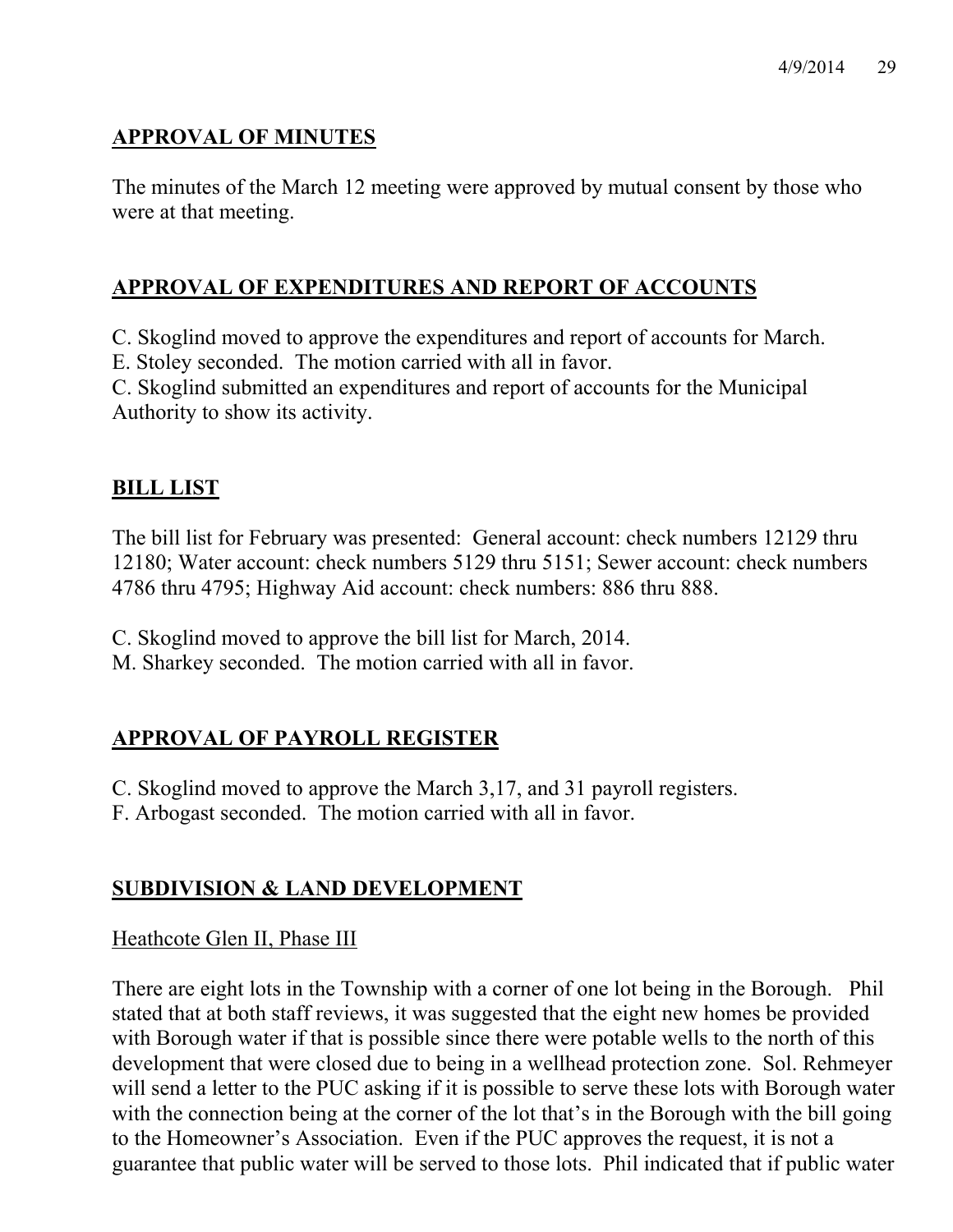## APPROVAL OF MINUTES

The minutes of the March 12 meeting were approved by mutual consent by those who were at that meeting.

## APPROVAL OF EXPENDITURES AND REPORT OF ACCOUNTS

C. Skoglind moved to approve the expenditures and report of accounts for March.
E. Stoley seconded. The motion carried with all in favor.
C. Skoglind submitted an expenditures and report of accounts for the Municipal Authority to show its activity.

## BILL LIST

The bill list for February was presented: General account: check numbers 12129 thru 12180; Water account: check numbers 5129 thru 5151; Sewer account: check numbers 4786 thru 4795; Highway Aid account: check numbers: 886 thru 888.

C. Skoglind moved to approve the bill list for March, 2014.
M. Sharkey seconded. The motion carried with all in favor.

## APPROVAL OF PAYROLL REGISTER

C. Skoglind moved to approve the March 3,17, and 31 payroll registers.
F. Arbogast seconded. The motion carried with all in favor.

## SUBDIVISION & LAND DEVELOPMENT

### Heathcote Glen II, Phase III

There are eight lots in the Township with a corner of one lot being in the Borough. Phil stated that at both staff reviews, it was suggested that the eight new homes be provided with Borough water if that is possible since there were potable wells to the north of this development that were closed due to being in a wellhead protection zone. Sol. Rehmeyer will send a letter to the PUC asking if it is possible to serve these lots with Borough water with the connection being at the corner of the lot that's in the Borough with the bill going to the Homeowner's Association. Even if the PUC approves the request, it is not a guarantee that public water will be served to those lots. Phil indicated that if public water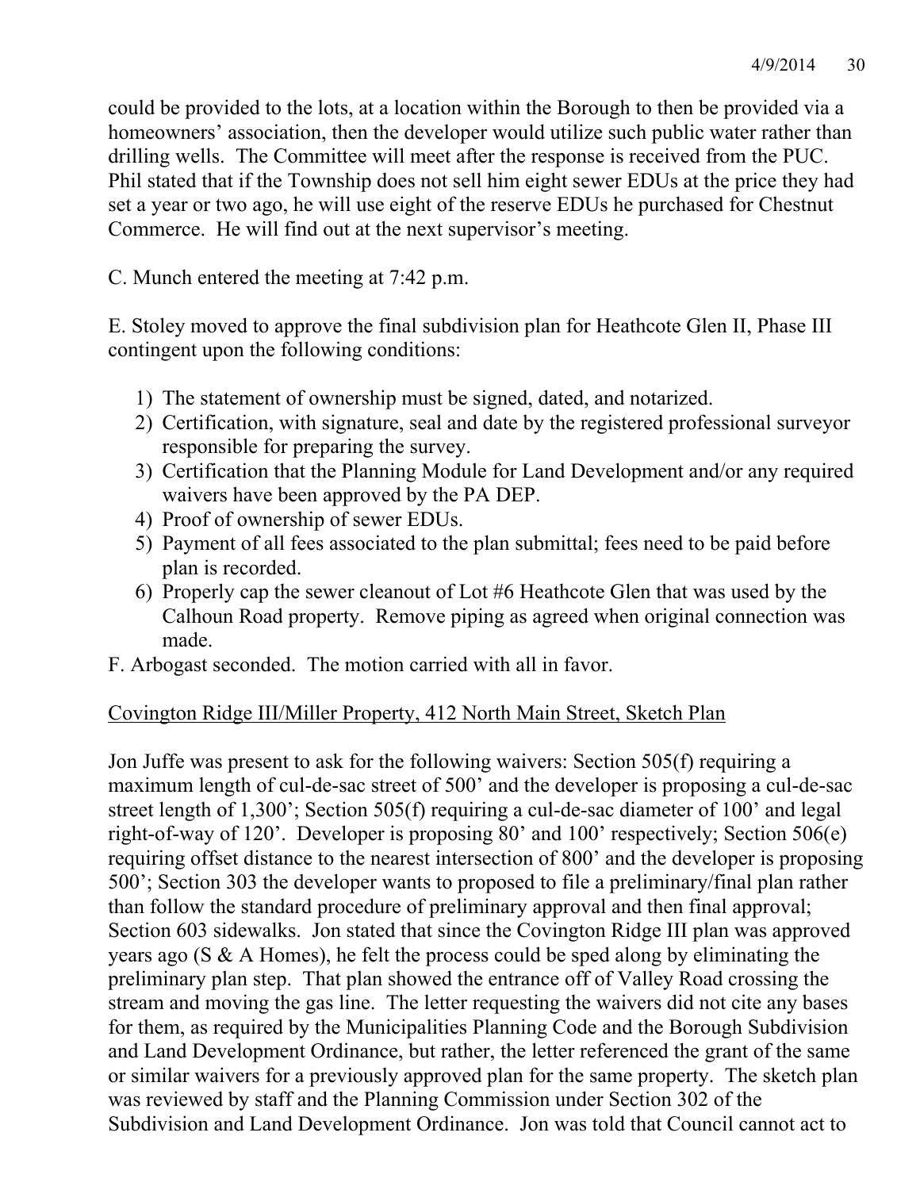could be provided to the lots, at a location within the Borough to then be provided via a homeowners' association, then the developer would utilize such public water rather than drilling wells. The Committee will meet after the response is received from the PUC. Phil stated that if the Township does not sell him eight sewer EDUs at the price they had set a year or two ago, he will use eight of the reserve EDUs he purchased for Chestnut Commerce. He will find out at the next supervisor's meeting.

C. Munch entered the meeting at 7:42 p.m.

E. Stoley moved to approve the final subdivision plan for Heathcote Glen II, Phase III contingent upon the following conditions:

1) The statement of ownership must be signed, dated, and notarized.
2) Certification, with signature, seal and date by the registered professional surveyor responsible for preparing the survey.
3) Certification that the Planning Module for Land Development and/or any required waivers have been approved by the PA DEP.
4) Proof of ownership of sewer EDUs.
5) Payment of all fees associated to the plan submittal; fees need to be paid before plan is recorded.
6) Properly cap the sewer cleanout of Lot #6 Heathcote Glen that was used by the Calhoun Road property. Remove piping as agreed when original connection was made.

F. Arbogast seconded. The motion carried with all in favor.

<u>Covington Ridge III/Miller Property, 412 North Main Street, Sketch Plan</u>

Jon Juffe was present to ask for the following waivers: Section 505(f) requiring a maximum length of cul-de-sac street of 500' and the developer is proposing a cul-de-sac street length of 1,300'; Section 505(f) requiring a cul-de-sac diameter of 100' and legal right-of-way of 120'. Developer is proposing 80' and 100' respectively; Section 506(e) requiring offset distance to the nearest intersection of 800' and the developer is proposing 500'; Section 303 the developer wants to proposed to file a preliminary/final plan rather than follow the standard procedure of preliminary approval and then final approval; Section 603 sidewalks. Jon stated that since the Covington Ridge III plan was approved years ago (S & A Homes), he felt the process could be sped along by eliminating the preliminary plan step. That plan showed the entrance off of Valley Road crossing the stream and moving the gas line. The letter requesting the waivers did not cite any bases for them, as required by the Municipalities Planning Code and the Borough Subdivision and Land Development Ordinance, but rather, the letter referenced the grant of the same or similar waivers for a previously approved plan for the same property. The sketch plan was reviewed by staff and the Planning Commission under Section 302 of the Subdivision and Land Development Ordinance. Jon was told that Council cannot act to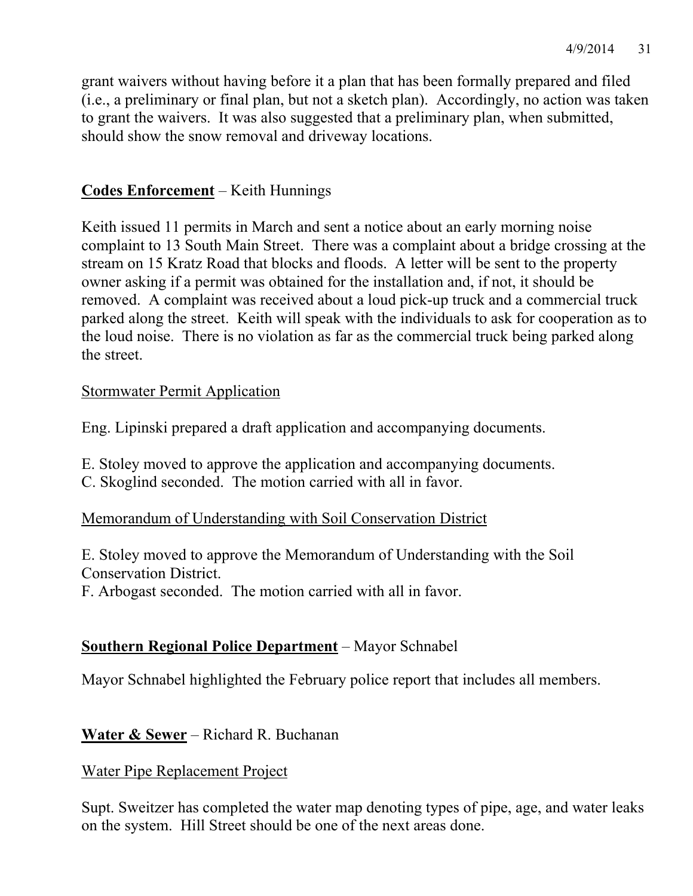grant waivers without having before it a plan that has been formally prepared and filed (i.e., a preliminary or final plan, but not a sketch plan). Accordingly, no action was taken to grant the waivers. It was also suggested that a preliminary plan, when submitted, should show the snow removal and driveway locations.

**Codes Enforcement** – Keith Hunnings

Keith issued 11 permits in March and sent a notice about an early morning noise complaint to 13 South Main Street. There was a complaint about a bridge crossing at the stream on 15 Kratz Road that blocks and floods. A letter will be sent to the property owner asking if a permit was obtained for the installation and, if not, it should be removed. A complaint was received about a loud pick-up truck and a commercial truck parked along the street. Keith will speak with the individuals to ask for cooperation as to the loud noise. There is no violation as far as the commercial truck being parked along the street.

Stormwater Permit Application

Eng. Lipinski prepared a draft application and accompanying documents.

E. Stoley moved to approve the application and accompanying documents.
C. Skoglind seconded. The motion carried with all in favor.

Memorandum of Understanding with Soil Conservation District

E. Stoley moved to approve the Memorandum of Understanding with the Soil Conservation District.
F. Arbogast seconded. The motion carried with all in favor.

**Southern Regional Police Department** – Mayor Schnabel

Mayor Schnabel highlighted the February police report that includes all members.

**Water & Sewer** – Richard R. Buchanan

Water Pipe Replacement Project

Supt. Sweitzer has completed the water map denoting types of pipe, age, and water leaks on the system. Hill Street should be one of the next areas done.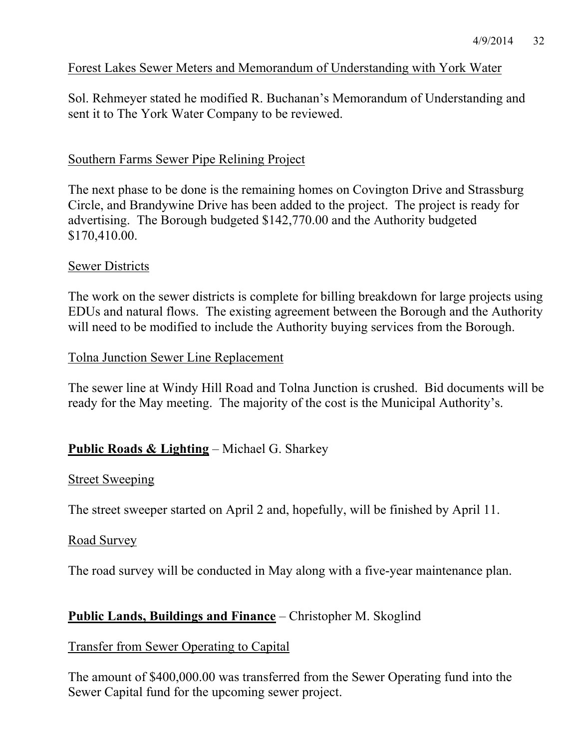Forest Lakes Sewer Meters and Memorandum of Understanding with York Water

Sol. Rehmeyer stated he modified R. Buchanan's Memorandum of Understanding and sent it to The York Water Company to be reviewed.

Southern Farms Sewer Pipe Relining Project

The next phase to be done is the remaining homes on Covington Drive and Strassburg Circle, and Brandywine Drive has been added to the project. The project is ready for advertising. The Borough budgeted $142,770.00 and the Authority budgeted $170,410.00.

Sewer Districts

The work on the sewer districts is complete for billing breakdown for large projects using EDUs and natural flows. The existing agreement between the Borough and the Authority will need to be modified to include the Authority buying services from the Borough.

Tolna Junction Sewer Line Replacement

The sewer line at Windy Hill Road and Tolna Junction is crushed. Bid documents will be ready for the May meeting. The majority of the cost is the Municipal Authority's.

**Public Roads & Lighting** – Michael G. Sharkey

Street Sweeping

The street sweeper started on April 2 and, hopefully, will be finished by April 11.

Road Survey

The road survey will be conducted in May along with a five-year maintenance plan.

**Public Lands, Buildings and Finance** – Christopher M. Skoglind

Transfer from Sewer Operating to Capital

The amount of $400,000.00 was transferred from the Sewer Operating fund into the Sewer Capital fund for the upcoming sewer project.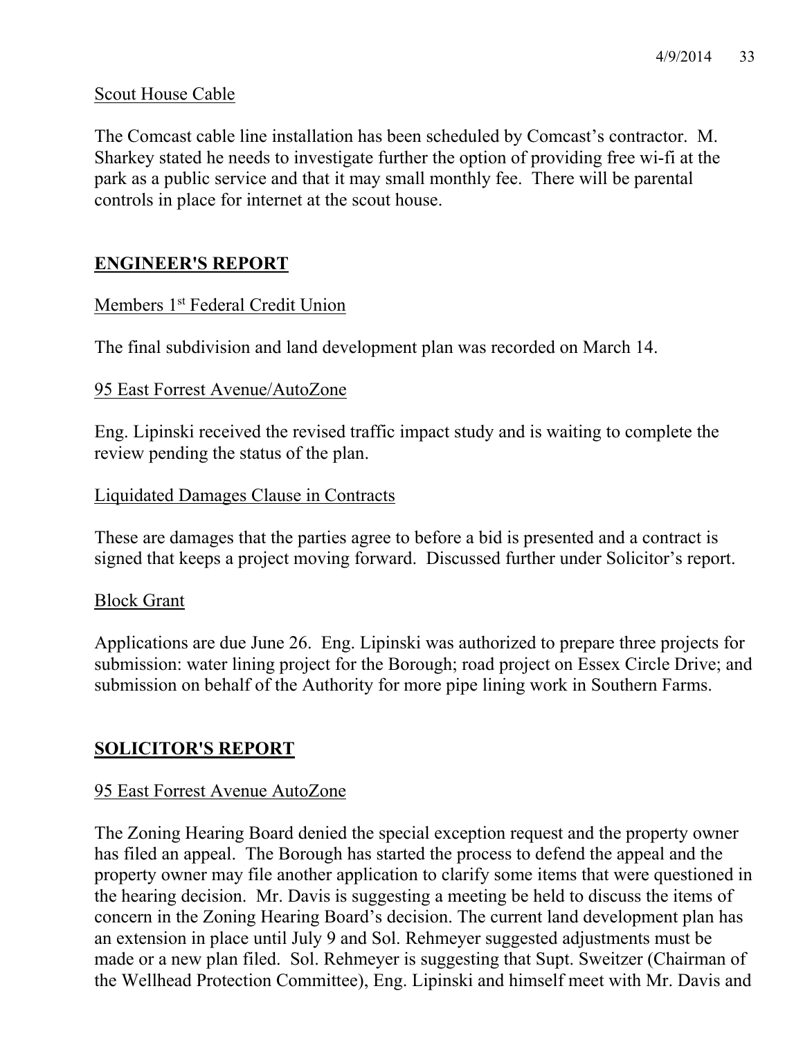Scout House Cable

The Comcast cable line installation has been scheduled by Comcast's contractor. M. Sharkey stated he needs to investigate further the option of providing free wi-fi at the park as a public service and that it may small monthly fee. There will be parental controls in place for internet at the scout house.

## ENGINEER'S REPORT

Members 1st Federal Credit Union

The final subdivision and land development plan was recorded on March 14.

95 East Forrest Avenue/AutoZone

Eng. Lipinski received the revised traffic impact study and is waiting to complete the review pending the status of the plan.

Liquidated Damages Clause in Contracts

These are damages that the parties agree to before a bid is presented and a contract is signed that keeps a project moving forward. Discussed further under Solicitor's report.

Block Grant

Applications are due June 26. Eng. Lipinski was authorized to prepare three projects for submission: water lining project for the Borough; road project on Essex Circle Drive; and submission on behalf of the Authority for more pipe lining work in Southern Farms.

## SOLICITOR'S REPORT

95 East Forrest Avenue AutoZone

The Zoning Hearing Board denied the special exception request and the property owner has filed an appeal. The Borough has started the process to defend the appeal and the property owner may file another application to clarify some items that were questioned in the hearing decision. Mr. Davis is suggesting a meeting be held to discuss the items of concern in the Zoning Hearing Board's decision. The current land development plan has an extension in place until July 9 and Sol. Rehmeyer suggested adjustments must be made or a new plan filed. Sol. Rehmeyer is suggesting that Supt. Sweitzer (Chairman of the Wellhead Protection Committee), Eng. Lipinski and himself meet with Mr. Davis and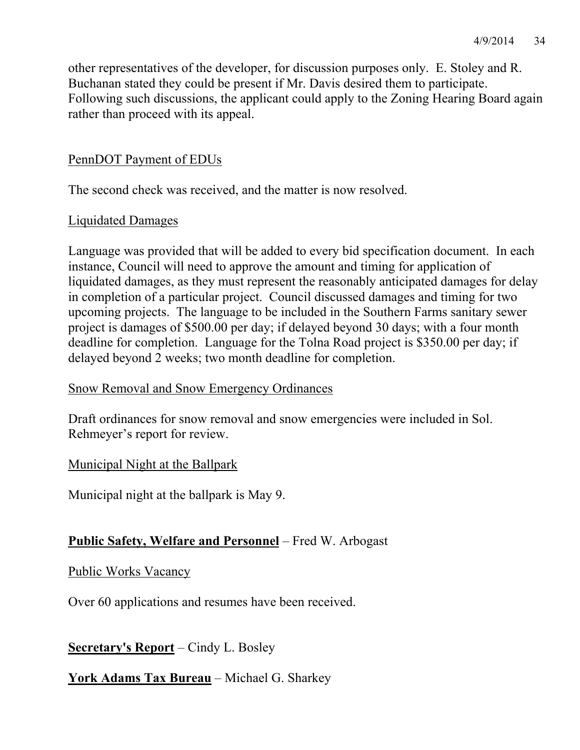other representatives of the developer, for discussion purposes only. E. Stoley and R. Buchanan stated they could be present if Mr. Davis desired them to participate. Following such discussions, the applicant could apply to the Zoning Hearing Board again rather than proceed with its appeal.

<u>PennDOT Payment of EDUs</u>

The second check was received, and the matter is now resolved.

<u>Liquidated Damages</u>

Language was provided that will be added to every bid specification document. In each instance, Council will need to approve the amount and timing for application of liquidated damages, as they must represent the reasonably anticipated damages for delay in completion of a particular project. Council discussed damages and timing for two upcoming projects. The language to be included in the Southern Farms sanitary sewer project is damages of $500.00 per day; if delayed beyond 30 days; with a four month deadline for completion. Language for the Tolna Road project is $350.00 per day; if delayed beyond 2 weeks; two month deadline for completion.

<u>Snow Removal and Snow Emergency Ordinances</u>

Draft ordinances for snow removal and snow emergencies were included in Sol. Rehmeyer's report for review.

<u>Municipal Night at the Ballpark</u>

Municipal night at the ballpark is May 9.

**<u>Public Safety, Welfare and Personnel</u>** – Fred W. Arbogast

<u>Public Works Vacancy</u>

Over 60 applications and resumes have been received.

**<u>Secretary's Report</u>** – Cindy L. Bosley

**<u>York Adams Tax Bureau</u>** – Michael G. Sharkey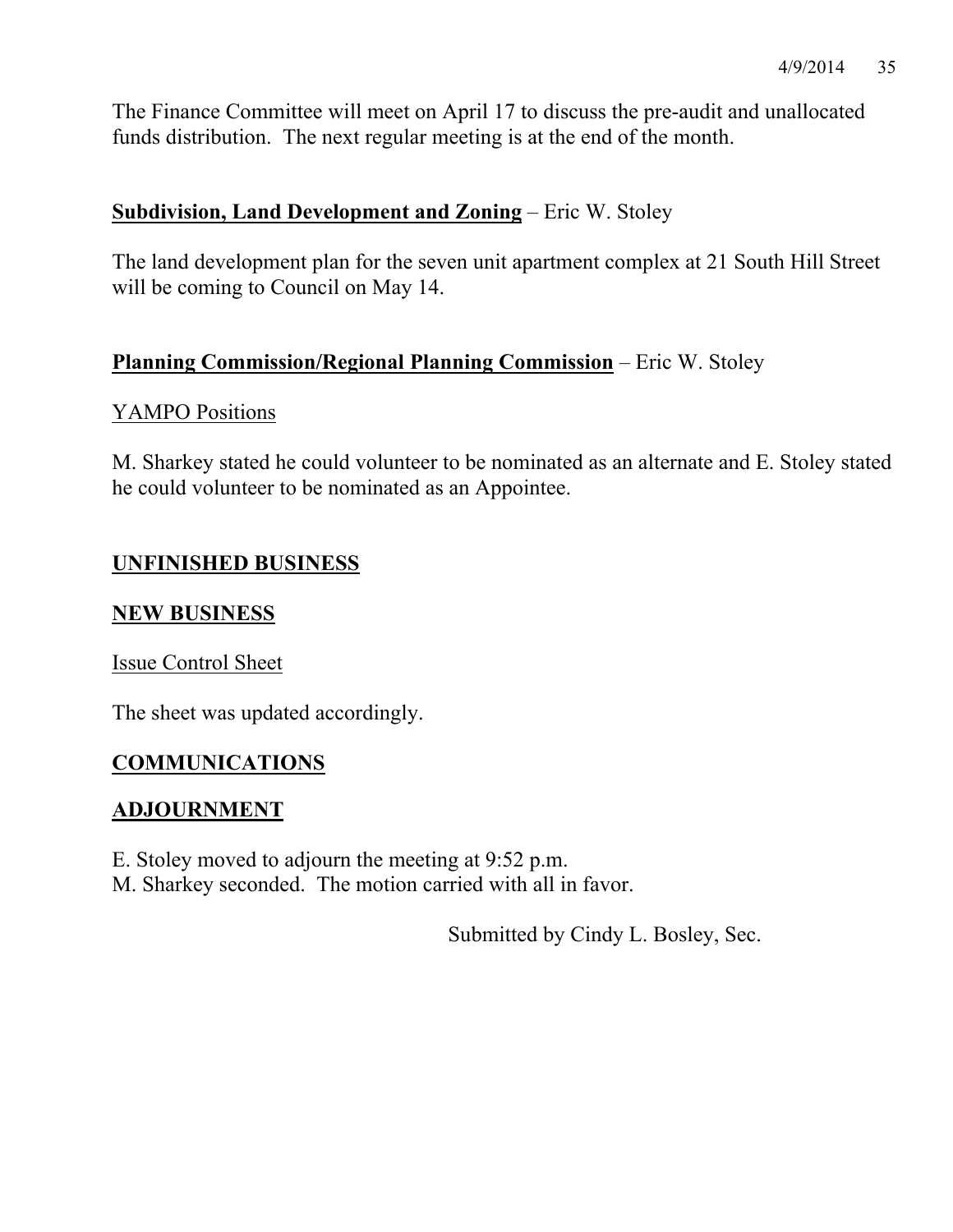The Finance Committee will meet on April 17 to discuss the pre-audit and unallocated funds distribution. The next regular meeting is at the end of the month.

**Subdivision, Land Development and Zoning** – Eric W. Stoley

The land development plan for the seven unit apartment complex at 21 South Hill Street will be coming to Council on May 14.

**Planning Commission/Regional Planning Commission** – Eric W. Stoley

YAMPO Positions

M. Sharkey stated he could volunteer to be nominated as an alternate and E. Stoley stated he could volunteer to be nominated as an Appointee.

**UNFINISHED BUSINESS**

**NEW BUSINESS**

Issue Control Sheet

The sheet was updated accordingly.

**COMMUNICATIONS**

**ADJOURNMENT**

E. Stoley moved to adjourn the meeting at 9:52 p.m.
M. Sharkey seconded. The motion carried with all in favor.

Submitted by Cindy L. Bosley, Sec.